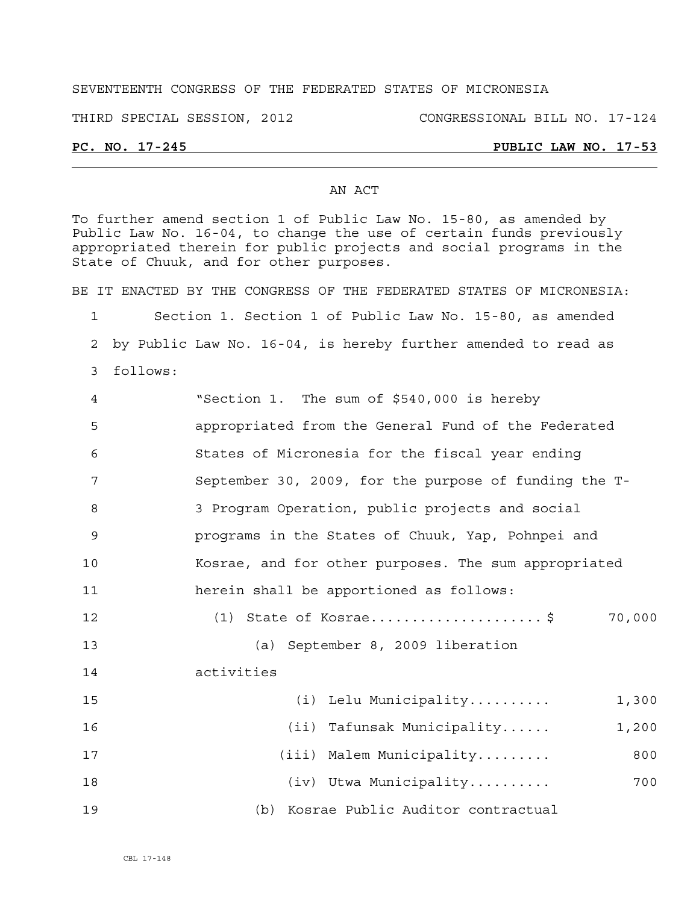SEVENTEENTH CONGRESS OF THE FEDERATED STATES OF MICRONESIA

THIRD SPECIAL SESSION, 2012 CONGRESSIONAL BILL NO. 17-124

**PC. NO. 17-245** **PUBLIC LAW NO. 17-53**

AN ACT

To further amend section 1 of Public Law No. 15-80, as amended by Public Law No. 16-04, to change the use of certain funds previously appropriated therein for public projects and social programs in the State of Chuuk, and for other purposes.

BE IT ENACTED BY THE CONGRESS OF THE FEDERATED STATES OF MICRONESIA:

1 Section 1. Section 1 of Public Law No. 15-80, as amended
2 by Public Law No. 16-04, is hereby further amended to read as
3 follows:

4 "Section 1. The sum of $540,000 is hereby
5 appropriated from the General Fund of the Federated
6 States of Micronesia for the fiscal year ending
7 September 30, 2009, for the purpose of funding the T-
8 3 Program Operation, public projects and social
9 programs in the States of Chuuk, Yap, Pohnpei and
10 Kosrae, and for other purposes. The sum appropriated
11 herein shall be apportioned as follows:

12 (1) State of Kosrae....................$ 70,000
13 (a) September 8, 2009 liberation
14 activities
15 (i) Lelu Municipality.......... 1,300
16 (ii) Tafunsak Municipality...... 1,200
17 (iii) Malem Municipality......... 800
18 (iv) Utwa Municipality.......... 700
19 (b) Kosrae Public Auditor contractual

CBL 17-148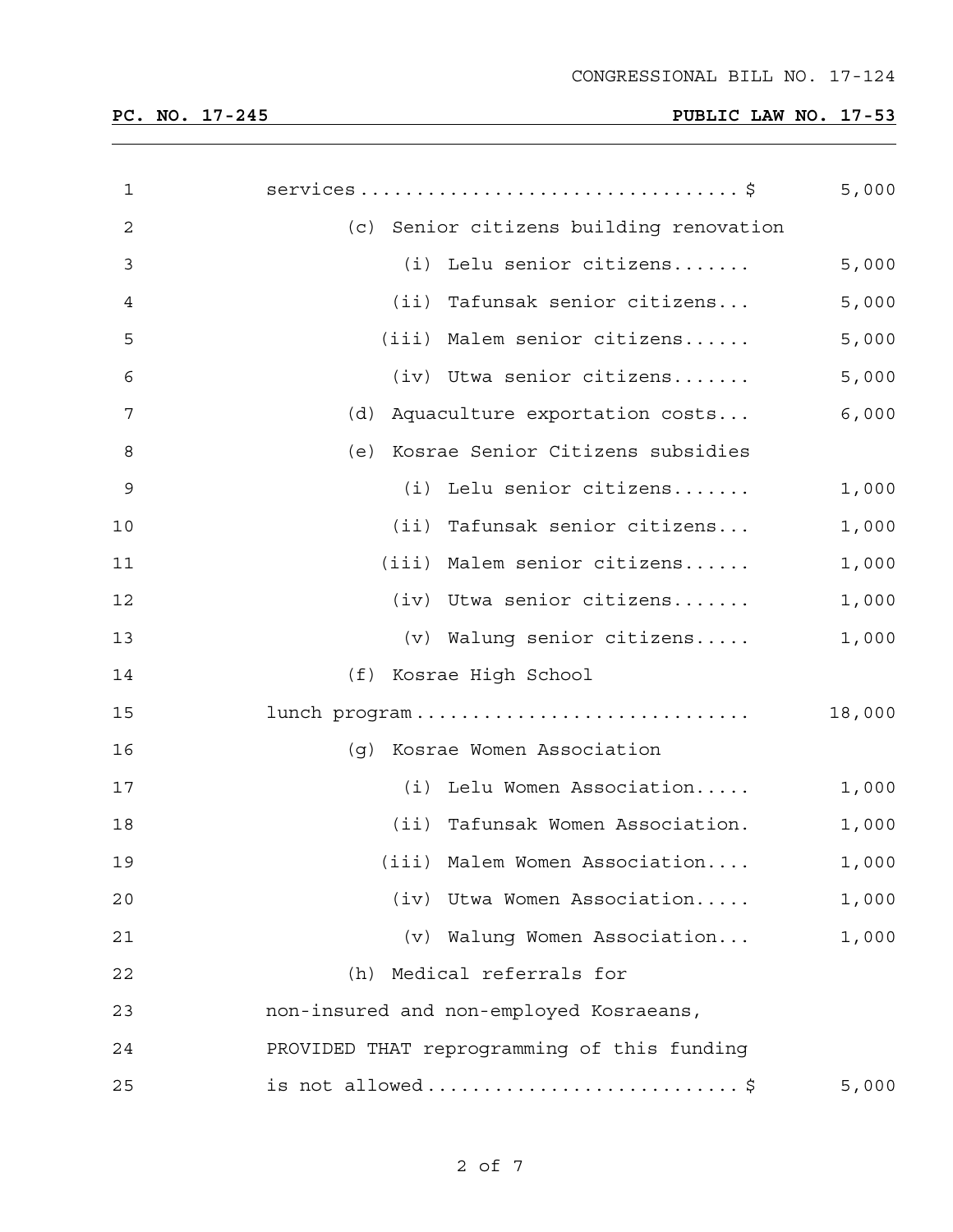services................................$ 5,000

(c) Senior citizens building renovation

(i) Lelu senior citizens....... 5,000

(ii) Tafunsak senior citizens... 5,000

(iii) Malem senior citizens...... 5,000

(iv) Utwa senior citizens....... 5,000

(d) Aquaculture exportation costs... 6,000

(e) Kosrae Senior Citizens subsidies

(i) Lelu senior citizens....... 1,000

(ii) Tafunsak senior citizens... 1,000

(iii) Malem senior citizens...... 1,000

(iv) Utwa senior citizens....... 1,000

(v) Walung senior citizens..... 1,000

(f) Kosrae High School lunch program............................ 18,000

(g) Kosrae Women Association

(i) Lelu Women Association..... 1,000

(ii) Tafunsak Women Association. 1,000

(iii) Malem Women Association.... 1,000

(iv) Utwa Women Association..... 1,000

(v) Walung Women Association... 1,000

(h) Medical referrals for non-insured and non-employed Kosraeans, PROVIDED THAT reprogramming of this funding is not allowed...........................$ 5,000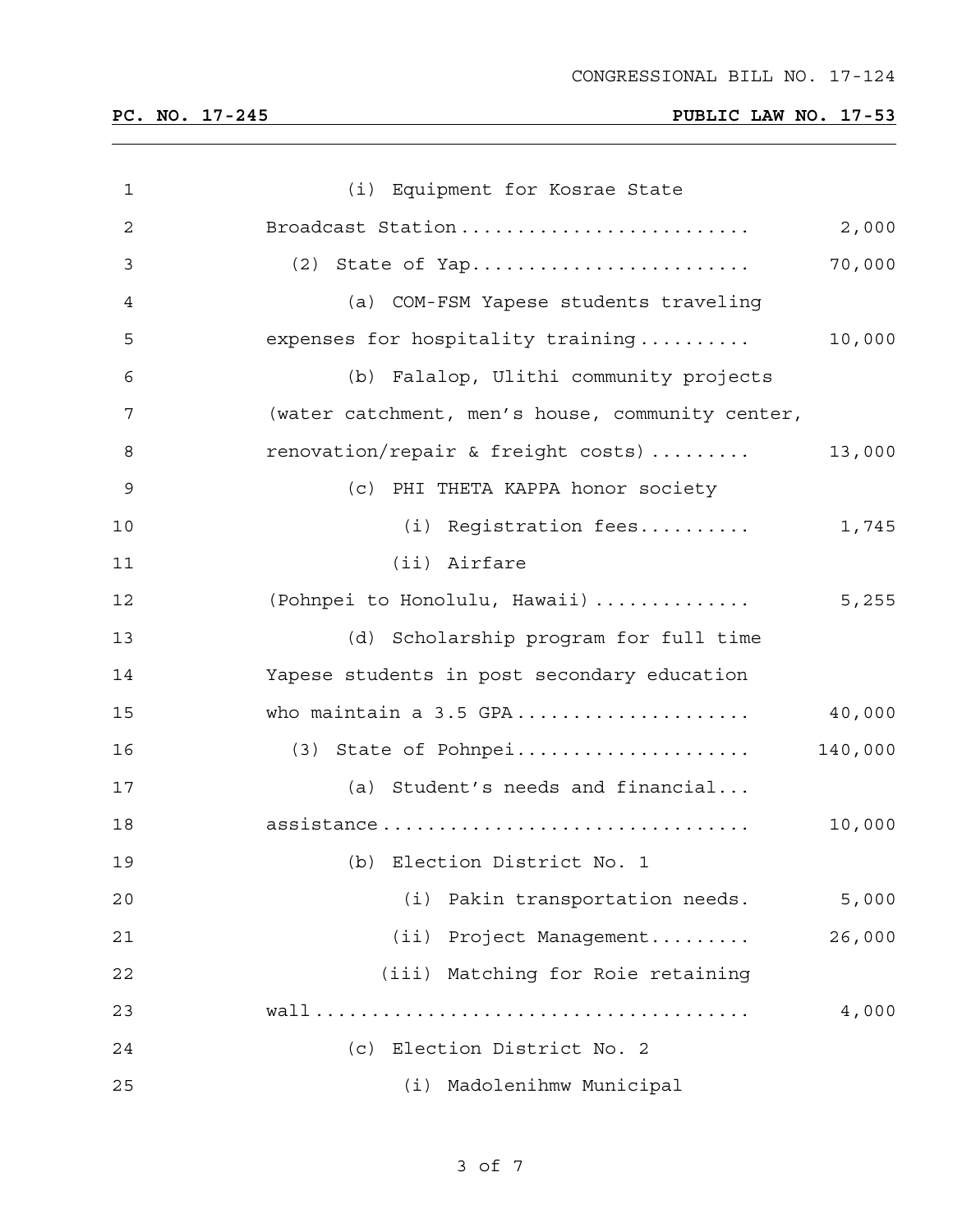(i) Equipment for Kosrae State Broadcast Station.......................... 2,000

(2) State of Yap......................... 70,000

(a) COM-FSM Yapese students traveling expenses for hospitality training.......... 10,000

(b) Falalop, Ulithi community projects (water catchment, men's house, community center, renovation/repair & freight costs)......... 13,000

(c) PHI THETA KAPPA honor society

(i) Registration fees.......... 1,745

(ii) Airfare (Pohnpei to Honolulu, Hawaii)............. 5,255

(d) Scholarship program for full time Yapese students in post secondary education who maintain a 3.5 GPA..................... 40,000

(3) State of Pohnpei.................... 140,000

(a) Student's needs and financial... assistance................................. 10,000

(b) Election District No. 1

(i) Pakin transportation needs. 5,000

(ii) Project Management......... 26,000

(iii) Matching for Roie retaining wall...................................... 4,000

(c) Election District No. 2

(i) Madolenihmw Municipal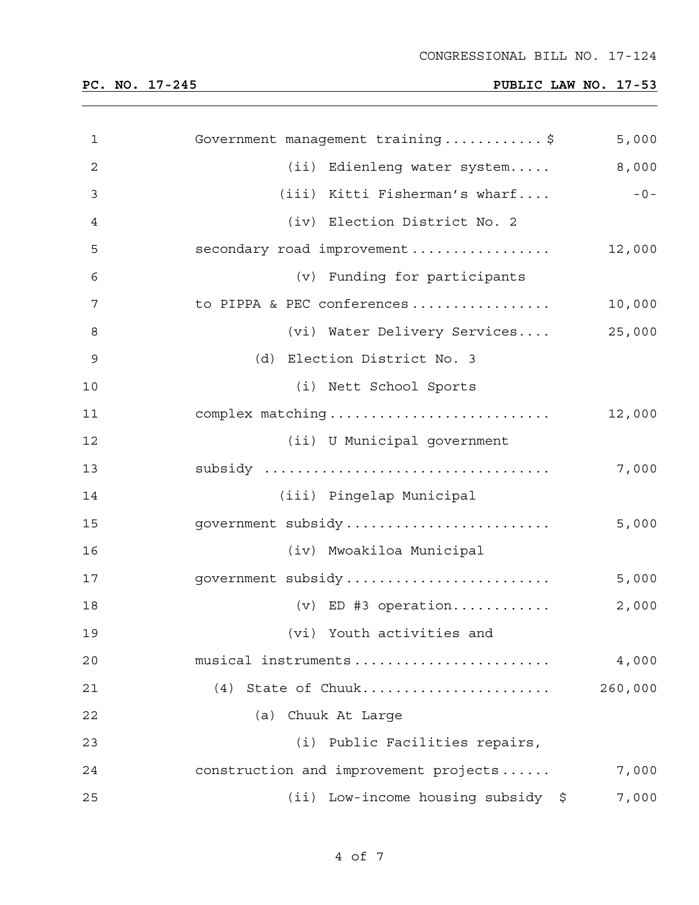Government management training............$ 5,000

(ii) Edienleng water system..... 8,000

(iii) Kitti Fisherman's wharf.... -0-

(iv) Election District No. 2 secondary road improvement................. 12,000

(v) Funding for participants to PIPPA & PEC conferences................. 10,000

(vi) Water Delivery Services.... 25,000

(d) Election District No. 3

(i) Nett School Sports complex matching.......................... 12,000

(ii) U Municipal government subsidy .................................. 7,000

(iii) Pingelap Municipal government subsidy........................ 5,000

(iv) Mwoakiloa Municipal government subsidy........................ 5,000

(v) ED #3 operation............ 2,000

(vi) Youth activities and musical instruments....................... 4,000

(4) State of Chuuk...................... 260,000

(a) Chuuk At Large

(i) Public Facilities repairs, construction and improvement projects...... 7,000

(ii) Low-income housing subsidy $ 7,000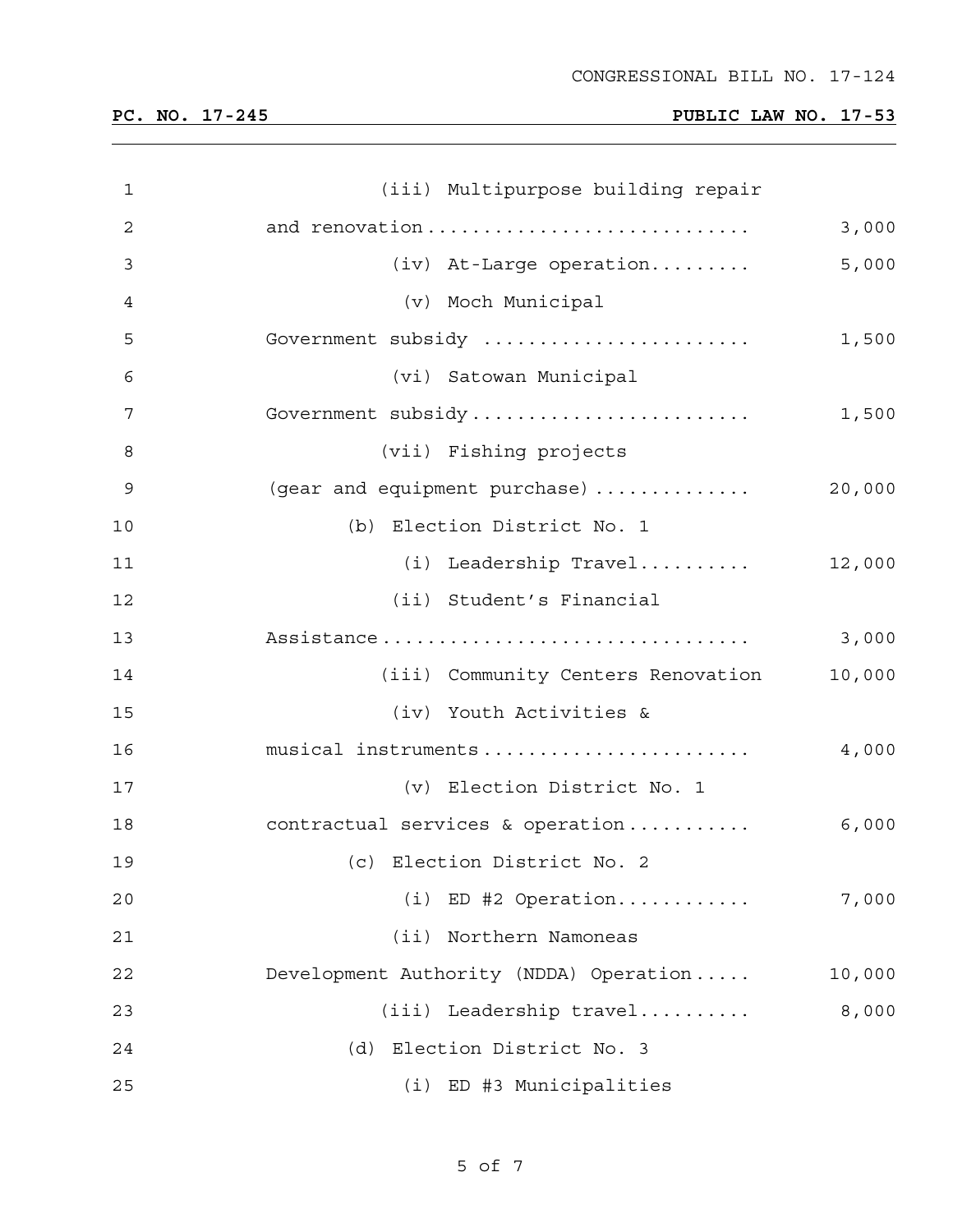(iii) Multipurpose building repair and renovation ........................... 3,000

(iv) At-Large operation......... 5,000

(v) Moch Municipal Government subsidy ...................... 1,500

(vi) Satowan Municipal Government subsidy....................... 1,500

(vii) Fishing projects (gear and equipment purchase) ............. 20,000

(b) Election District No. 1

(i) Leadership Travel.......... 12,000

(ii) Student's Financial Assistance................................ 3,000

(iii) Community Centers Renovation 10,000

(iv) Youth Activities & musical instruments....................... 4,000

(v) Election District No. 1 contractual services & operation........... 6,000

(c) Election District No. 2

(i) ED #2 Operation............ 7,000

(ii) Northern Namoneas Development Authority (NDDA) Operation..... 10,000

(iii) Leadership travel.......... 8,000

(d) Election District No. 3

(i) ED #3 Municipalities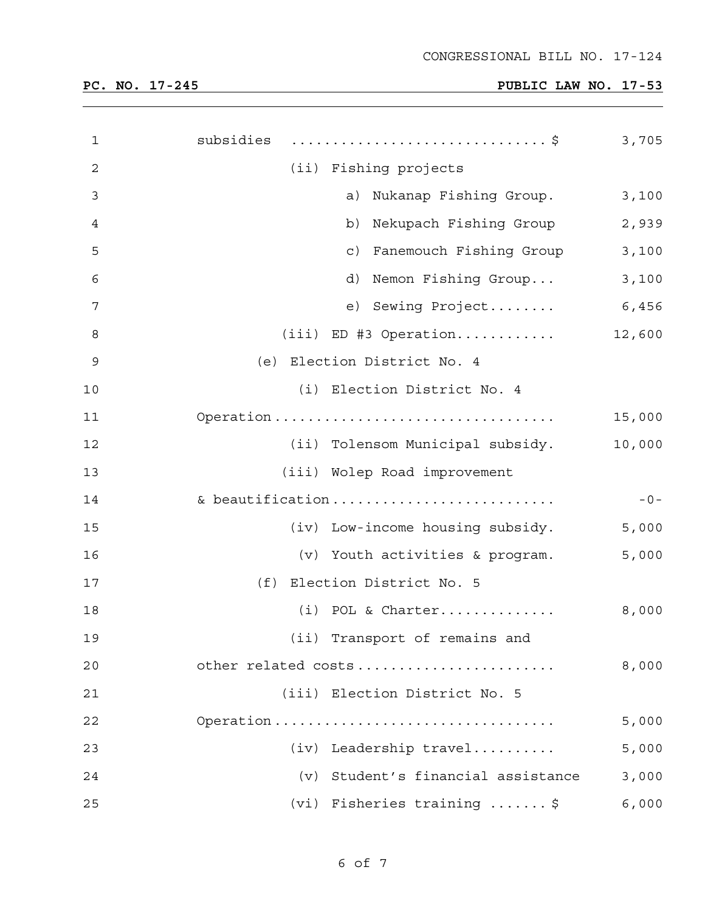CONGRESSIONAL BILL NO. 17-124

**PC. NO. 17-245** **PUBLIC LAW NO. 17-53**

| | | |
|---|---|---|
| 1 | subsidies ..............................$ | 3,705 |
| 2 | (ii) Fishing projects | |
| 3 | a) Nukanap Fishing Group. | 3,100 |
| 4 | b) Nekupach Fishing Group | 2,939 |
| 5 | c) Fanemouch Fishing Group | 3,100 |
| 6 | d) Nemon Fishing Group... | 3,100 |
| 7 | e) Sewing Project........ | 6,456 |
| 8 | (iii) ED #3 Operation............ | 12,600 |
| 9 | (e) Election District No. 4 | |
| 10 | (i) Election District No. 4 | |
| 11 | Operation................................. | 15,000 |
| 12 | (ii) Tolensom Municipal subsidy. | 10,000 |
| 13 | (iii) Wolep Road improvement | |
| 14 | & beautification.......................... | -0- |
| 15 | (iv) Low-income housing subsidy. | 5,000 |
| 16 | (v) Youth activities & program. | 5,000 |
| 17 | (f) Election District No. 5 | |
| 18 | (i) POL & Charter.............. | 8,000 |
| 19 | (ii) Transport of remains and | |
| 20 | other related costs....................... | 8,000 |
| 21 | (iii) Election District No. 5 | |
| 22 | Operation................................. | 5,000 |
| 23 | (iv) Leadership travel.......... | 5,000 |
| 24 | (v) Student's financial assistance | 3,000 |
| 25 | (vi) Fisheries training .......$ | 6,000 |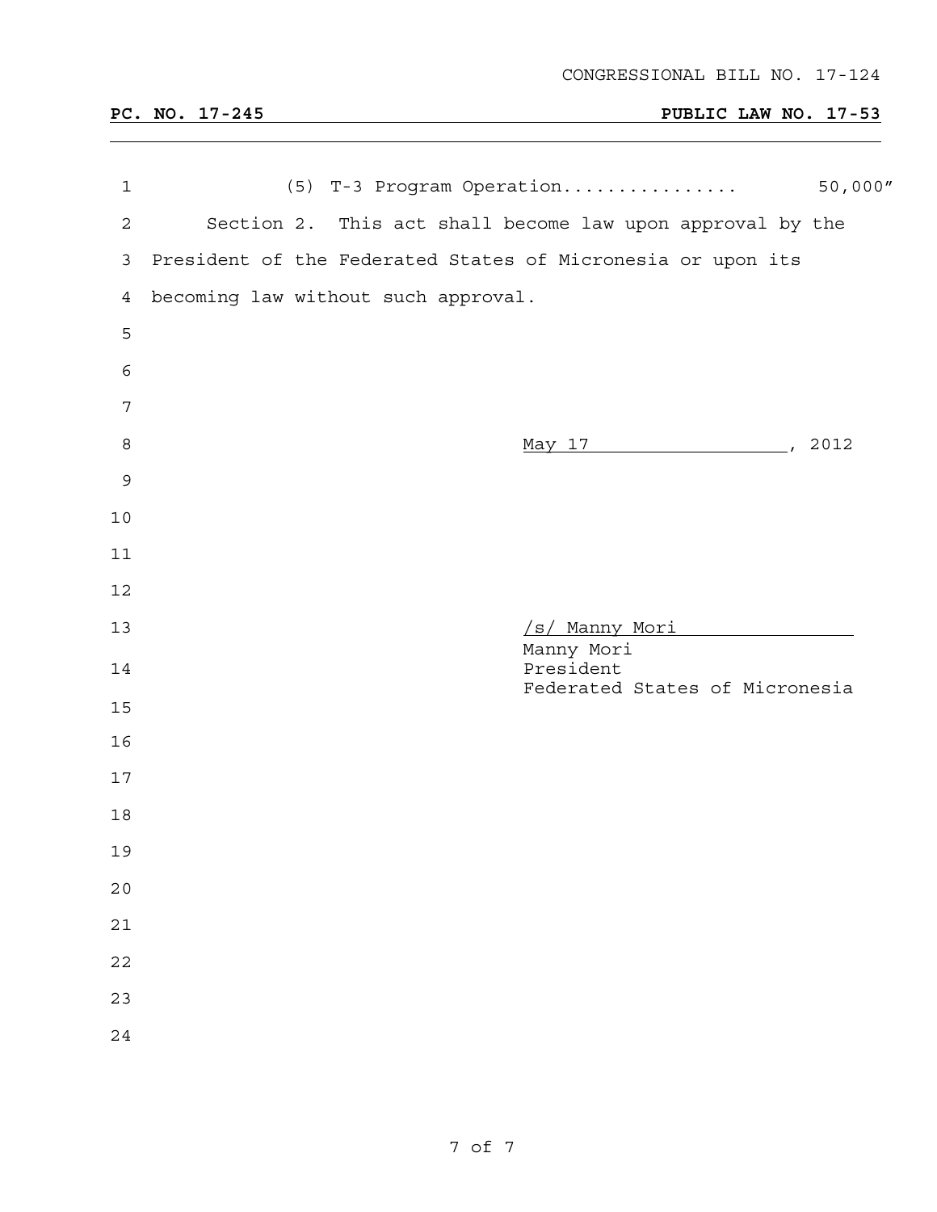CONGRESSIONAL BILL NO. 17-124

**PC. NO. 17-245** **PUBLIC LAW NO. 17-53**

(5) T-3 Program Operation................ 50,000"

Section 2. This act shall become law upon approval by the President of the Federated States of Micronesia or upon its becoming law without such approval.

May 17, 2012

/s/ Manny Mori
Manny Mori
President
Federated States of Micronesia